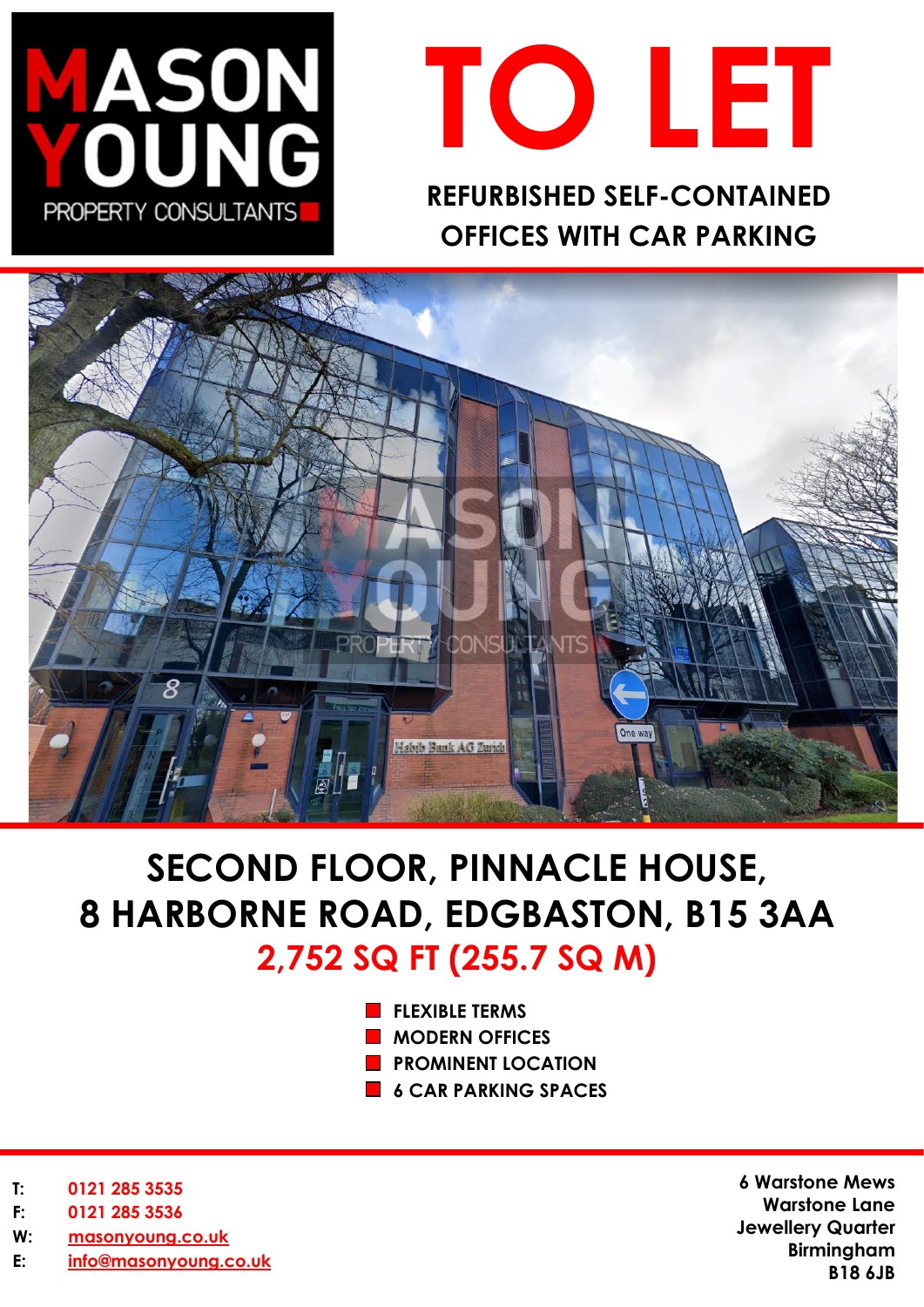# TO LET

**REFURBISHED SELF-CONTAINED OFFICES WITH CAR PARKING**

## SECOND FLOOR, PINNACLE HOUSE, 8 HARBORNE ROAD, EDGBASTON, B15 3AA

## 2,752 SQ FT (255.7 SQ M)

- FLEXIBLE TERMS
- MODERN OFFICES
- PROMINENT LOCATION
- 6 CAR PARKING SPACES

**T:** 0121 285 3535
**F:** 0121 285 3536
**W:** masonyoung.co.uk
**E:** info@masonyoung.co.uk

**6 Warstone Mews**
**Warstone Lane**
**Jewellery Quarter**
**Birmingham**
**B18 6JB**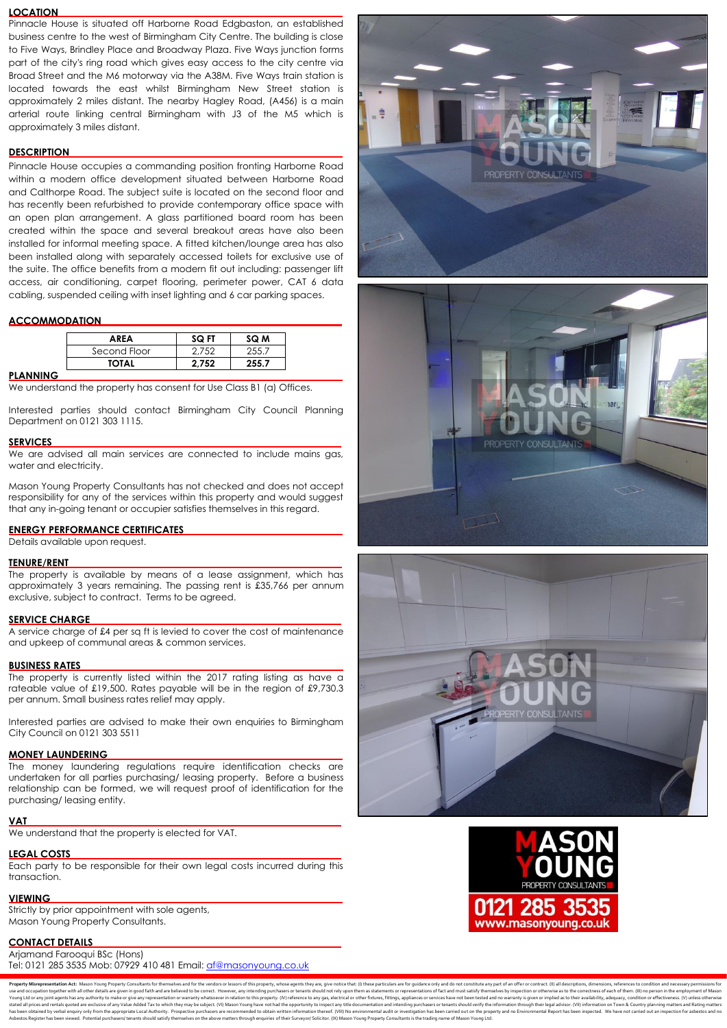## LOCATION

Pinnacle House is situated off Harborne Road Edgbaston, an established business centre to the west of Birmingham City Centre. The building is close to Five Ways, Brindley Place and Broadway Plaza. Five Ways junction forms part of the city's ring road which gives easy access to the city centre via Broad Street and the M6 motorway via the A38M. Five Ways train station is located towards the east whilst Birmingham New Street station is approximately 2 miles distant. The nearby Hagley Road, (A456) is a main arterial route linking central Birmingham with J3 of the M5 which is approximately 3 miles distant.

## DESCRIPTION

Pinnacle House occupies a commanding position fronting Harborne Road within a modern office development situated between Harborne Road and Calthorpe Road. The subject suite is located on the second floor and has recently been refurbished to provide contemporary office space with an open plan arrangement. A glass partitioned board room has been created within the space and several breakout areas have also been installed for informal meeting space. A fitted kitchen/lounge area has also been installed along with separately accessed toilets for exclusive use of the suite. The office benefits from a modern fit out including: passenger lift access, air conditioning, carpet flooring, perimeter power, CAT 6 data cabling, suspended ceiling with inset lighting and 6 car parking spaces.

## ACCOMMODATION

| AREA | SQ FT | SQ M |
|---|---|---|
| Second Floor | 2,752 | 255.7 |
| **TOTAL** | **2,752** | **255.7** |

## PLANNING

We understand the property has consent for Use Class B1 (a) Offices.

Interested parties should contact Birmingham City Council Planning Department on 0121 303 1115.

## SERVICES

We are advised all main services are connected to include mains gas, water and electricity.

Mason Young Property Consultants has not checked and does not accept responsibility for any of the services within this property and would suggest that any in-going tenant or occupier satisfies themselves in this regard.

## ENERGY PERFORMANCE CERTIFICATES

Details available upon request.

## TENURE/RENT

The property is available by means of a lease assignment, which has approximately 3 years remaining. The passing rent is £35,766 per annum exclusive, subject to contract. Terms to be agreed.

## SERVICE CHARGE

A service charge of £4 per sq ft is levied to cover the cost of maintenance and upkeep of communal areas & common services.

## BUSINESS RATES

The property is currently listed within the 2017 rating listing as have a rateable value of £19,500. Rates payable will be in the region of £9,730.3 per annum. Small business rates relief may apply.

Interested parties are advised to make their own enquiries to Birmingham City Council on 0121 303 5511

## MONEY LAUNDERING

The money laundering regulations require identification checks are undertaken for all parties purchasing/ leasing property. Before a business relationship can be formed, we will request proof of identification for the purchasing/ leasing entity.

## VAT

We understand that the property is elected for VAT.

## LEGAL COSTS

Each party to be responsible for their own legal costs incurred during this transaction.

## VIEWING

Strictly by prior appointment with sole agents,
Mason Young Property Consultants.

## CONTACT DETAILS

Arjamand Farooqui BSc (Hons)
Tel: 0121 285 3535 Mob: 07929 410 481 Email: af@masonyoung.co.uk

MASON YOUNG PROPERTY CONSULTANTS
0121 285 3535
www.masonyoung.co.uk

**Property Misrepresentation Act:** Mason Young Property Consultants for themselves and for the vendors or lessors of this property, whose agents they are, give notice that: (I) these particulars are for guidance only and do not constitute any part of an offer or contract. (II) all descriptions, dimensions, references to condition and necessary permissions for use and occupation together with all other details are given in good faith and are believed to be correct. However, any intending purchasers or tenants should not rely upon them as statements or representations of fact and must satisfy themselves by inspection or otherwise as to the correctness of each of them. (III) no person in the employment of Mason Young Ltd or any joint agents has any authority to make or give any representation or warranty whatsoever in relation to this property. (IV) reference to any gas, electrical or other fixtures, fittings, appliances or services have not been tested and no warranty is given or implied as to their availability, adequacy, condition or effectiveness. (V) unless otherwise stated all prices and rentals quoted are exclusive of any Value Added Tax to which they may be subject. (VI) Mason Young have not had the opportunity to inspect any title documentation and intending purchasers or tenants should verify the information through their legal advisor. (VII) information on Town & Country planning matters and Rating matters has been obtained by verbal enquiry only from the appropriate Local Authority. Prospective purchasers are recommended to obtain written information thereof. (VIII) No environmental audit or investigation has been carried out on the property and no Environmental Report has been inspected. We have not carried out an inspection for asbestos and no Asbestos Register has been viewed. Potential purchasers/ tenants should satisfy themselves on the above matters through enquiries of their Surveyor/ Solicitor. (IX) Mason Young Property Consultants is the trading name of Mason Young Ltd.